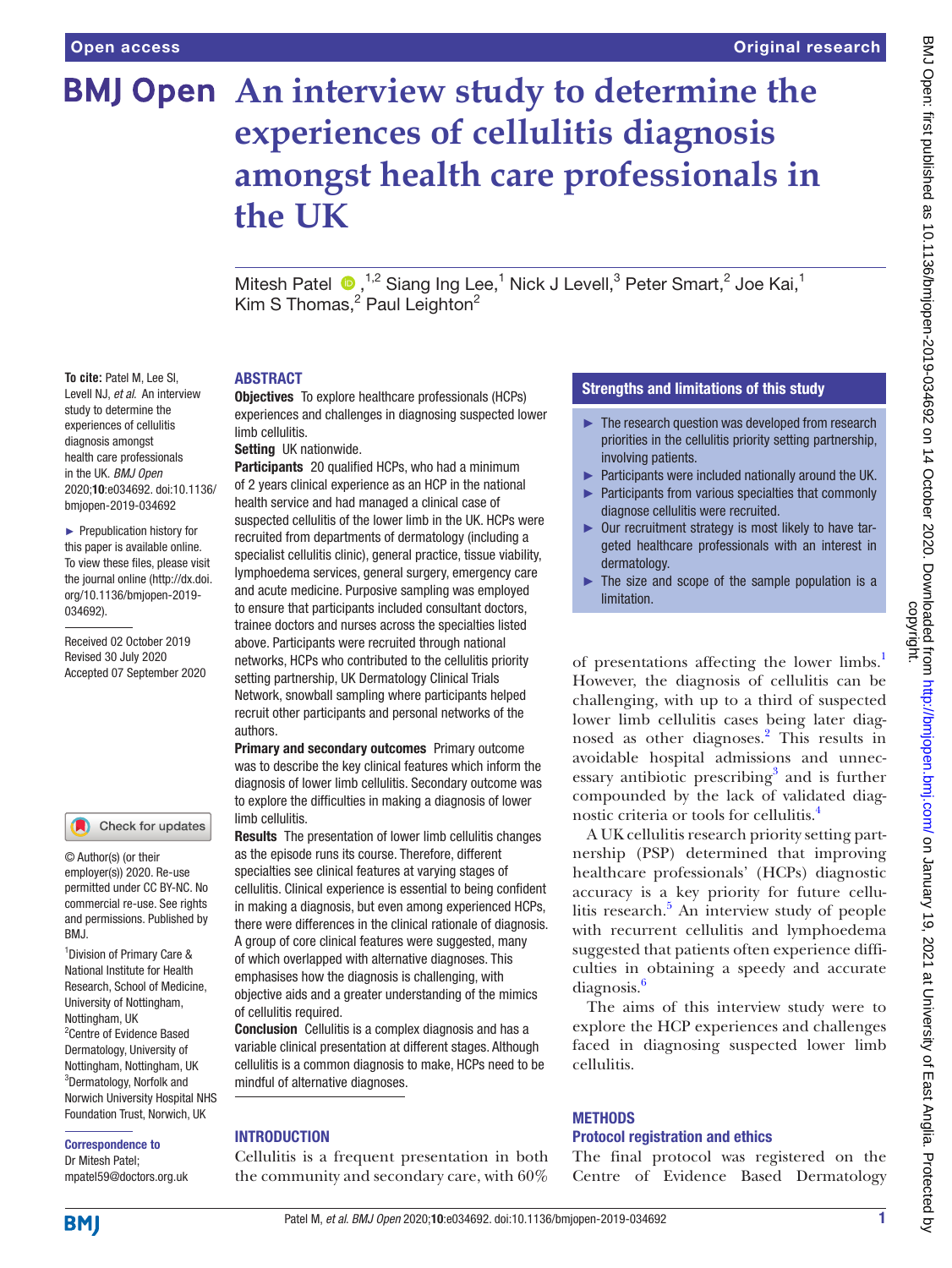# An interview study to determine the experiences of cellulitis diagnosis amongst health care professionals in the UK

Mitesh Patel [1,2], Siang Ing Lee [1], Nick J Levell [3], Peter Smart [2], Joe Kai [1], Kim S Thomas [2], Paul Leighton [2]

**To cite:** Patel M, Lee SI, Levell NJ, *et al*. An interview study to determine the experiences of cellulitis diagnosis amongst health care professionals in the UK. *BMJ Open* 2020;**10**:e034692. doi:10.1136/bmjopen-2019-034692

► Prepublication history for this paper is available online. To view these files, please visit the journal online (http://dx.doi.org/10.1136/bmjopen-2019-034692).

Received 02 October 2019
Revised 30 July 2020
Accepted 07 September 2020

© Author(s) (or their employer(s)) 2020. Re-use permitted under CC BY-NC. No commercial re-use. See rights and permissions. Published by BMJ.

[1] Division of Primary Care & National Institute for Health Research, School of Medicine, University of Nottingham, Nottingham, UK
[2] Centre of Evidence Based Dermatology, University of Nottingham, Nottingham, UK
[3] Dermatology, Norfolk and Norwich University Hospital NHS Foundation Trust, Norwich, UK

**Correspondence to**
Dr Mitesh Patel;
mpatel59@doctors.org.uk

## ABSTRACT

**Objectives** To explore healthcare professionals (HCPs) experiences and challenges in diagnosing suspected lower limb cellulitis.

**Setting** UK nationwide.

**Participants** 20 qualified HCPs, who had a minimum of 2 years clinical experience as an HCP in the national health service and had managed a clinical case of suspected cellulitis of the lower limb in the UK. HCPs were recruited from departments of dermatology (including a specialist cellulitis clinic), general practice, tissue viability, lymphoedema services, general surgery, emergency care and acute medicine. Purposive sampling was employed to ensure that participants included consultant doctors, trainee doctors and nurses across the specialties listed above. Participants were recruited through national networks, HCPs who contributed to the cellulitis priority setting partnership, UK Dermatology Clinical Trials Network, snowball sampling where participants helped recruit other participants and personal networks of the authors.

**Primary and secondary outcomes** Primary outcome was to describe the key clinical features which inform the diagnosis of lower limb cellulitis. Secondary outcome was to explore the difficulties in making a diagnosis of lower limb cellulitis.

**Results** The presentation of lower limb cellulitis changes as the episode runs its course. Therefore, different specialties see clinical features at varying stages of cellulitis. Clinical experience is essential to being confident in making a diagnosis, but even among experienced HCPs, there were differences in the clinical rationale of diagnosis. A group of core clinical features were suggested, many of which overlapped with alternative diagnoses. This emphasises how the diagnosis is challenging, with objective aids and a greater understanding of the mimics of cellulitis required.

**Conclusion** Cellulitis is a complex diagnosis and has a variable clinical presentation at different stages. Although cellulitis is a common diagnosis to make, HCPs need to be mindful of alternative diagnoses.

### Strengths and limitations of this study

- ► The research question was developed from research priorities in the cellulitis priority setting partnership, involving patients.
- ► Participants were included nationally around the UK.
- ► Participants from various specialties that commonly diagnose cellulitis were recruited.
- ► Our recruitment strategy is most likely to have targeted healthcare professionals with an interest in dermatology.
- ► The size and scope of the sample population is a limitation.

## INTRODUCTION

Cellulitis is a frequent presentation in both the community and secondary care, with 60% of presentations affecting the lower limbs.[1] However, the diagnosis of cellulitis can be challenging, with up to a third of suspected lower limb cellulitis cases being later diagnosed as other diagnoses.[2] This results in avoidable hospital admissions and unnecessary antibiotic prescribing[3] and is further compounded by the lack of validated diagnostic criteria or tools for cellulitis.[4]

A UK cellulitis research priority setting partnership (PSP) determined that improving healthcare professionals' (HCPs) diagnostic accuracy is a key priority for future cellulitis research.[5] An interview study of people with recurrent cellulitis and lymphoedema suggested that patients often experience difficulties in obtaining a speedy and accurate diagnosis.[6]

The aims of this interview study were to explore the HCP experiences and challenges faced in diagnosing suspected lower limb cellulitis.

## METHODS

### Protocol registration and ethics

The final protocol was registered on the Centre of Evidence Based Dermatology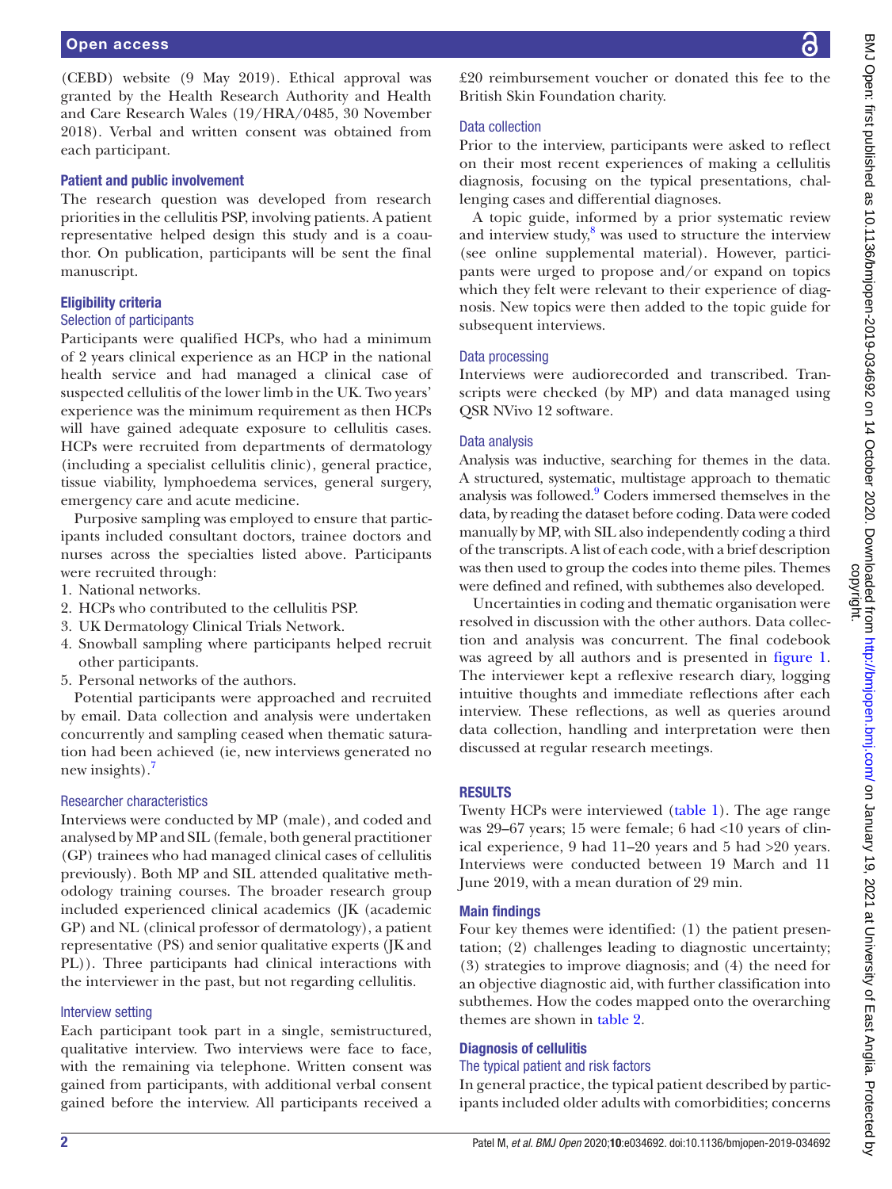(CEBD) website (9 May 2019). Ethical approval was granted by the Health Research Authority and Health and Care Research Wales (19/HRA/0485, 30 November 2018). Verbal and written consent was obtained from each participant.

### Patient and public involvement

The research question was developed from research priorities in the cellulitis PSP, involving patients. A patient representative helped design this study and is a coauthor. On publication, participants will be sent the final manuscript.

### Eligibility criteria

#### Selection of participants

Participants were qualified HCPs, who had a minimum of 2 years clinical experience as an HCP in the national health service and had managed a clinical case of suspected cellulitis of the lower limb in the UK. Two years' experience was the minimum requirement as then HCPs will have gained adequate exposure to cellulitis cases. HCPs were recruited from departments of dermatology (including a specialist cellulitis clinic), general practice, tissue viability, lymphoedema services, general surgery, emergency care and acute medicine.

Purposive sampling was employed to ensure that participants included consultant doctors, trainee doctors and nurses across the specialties listed above. Participants were recruited through:

1. National networks.
2. HCPs who contributed to the cellulitis PSP.
3. UK Dermatology Clinical Trials Network.
4. Snowball sampling where participants helped recruit other participants.
5. Personal networks of the authors.

Potential participants were approached and recruited by email. Data collection and analysis were undertaken concurrently and sampling ceased when thematic saturation had been achieved (ie, new interviews generated no new insights).[7]

#### Researcher characteristics

Interviews were conducted by MP (male), and coded and analysed by MP and SIL (female, both general practitioner (GP) trainees who had managed clinical cases of cellulitis previously). Both MP and SIL attended qualitative methodology training courses. The broader research group included experienced clinical academics (JK (academic GP) and NL (clinical professor of dermatology), a patient representative (PS) and senior qualitative experts (JK and PL)). Three participants had clinical interactions with the interviewer in the past, but not regarding cellulitis.

#### Interview setting

Each participant took part in a single, semistructured, qualitative interview. Two interviews were face to face, with the remaining via telephone. Written consent was gained from participants, with additional verbal consent gained before the interview. All participants received a £20 reimbursement voucher or donated this fee to the British Skin Foundation charity.

#### Data collection

Prior to the interview, participants were asked to reflect on their most recent experiences of making a cellulitis diagnosis, focusing on the typical presentations, challenging cases and differential diagnoses.

A topic guide, informed by a prior systematic review and interview study,[8] was used to structure the interview (see online supplemental material). However, participants were urged to propose and/or expand on topics which they felt were relevant to their experience of diagnosis. New topics were then added to the topic guide for subsequent interviews.

#### Data processing

Interviews were audiorecorded and transcribed. Transcripts were checked (by MP) and data managed using QSR NVivo 12 software.

#### Data analysis

Analysis was inductive, searching for themes in the data. A structured, systematic, multistage approach to thematic analysis was followed.[9] Coders immersed themselves in the data, by reading the dataset before coding. Data were coded manually by MP, with SIL also independently coding a third of the transcripts. A list of each code, with a brief description was then used to group the codes into theme piles. Themes were defined and refined, with subthemes also developed.

Uncertainties in coding and thematic organisation were resolved in discussion with the other authors. Data collection and analysis was concurrent. The final codebook was agreed by all authors and is presented in figure 1. The interviewer kept a reflexive research diary, logging intuitive thoughts and immediate reflections after each interview. These reflections, as well as queries around data collection, handling and interpretation were then discussed at regular research meetings.

## RESULTS

Twenty HCPs were interviewed (table 1). The age range was 29–67 years; 15 were female; 6 had <10 years of clinical experience, 9 had 11–20 years and 5 had >20 years. Interviews were conducted between 19 March and 11 June 2019, with a mean duration of 29 min.

### Main findings

Four key themes were identified: (1) the patient presentation; (2) challenges leading to diagnostic uncertainty; (3) strategies to improve diagnosis; and (4) the need for an objective diagnostic aid, with further classification into subthemes. How the codes mapped onto the overarching themes are shown in table 2.

### Diagnosis of cellulitis

#### The typical patient and risk factors

In general practice, the typical patient described by participants included older adults with comorbidities; concerns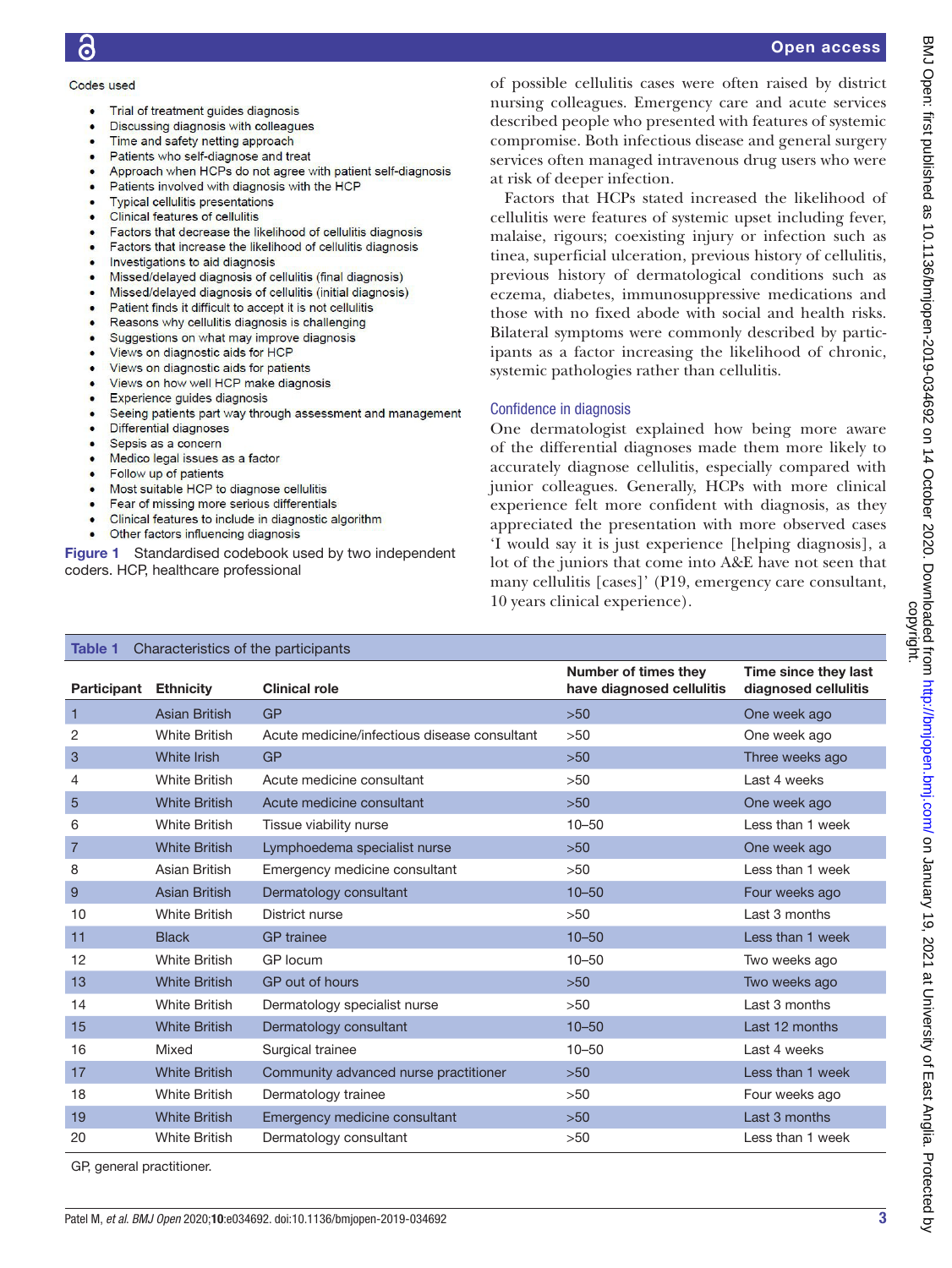Codes used

- Trial of treatment guides diagnosis
- Discussing diagnosis with colleagues
- Time and safety netting approach
- Patients who self-diagnose and treat
- Approach when HCPs do not agree with patient self-diagnosis
- Patients involved with diagnosis with the HCP
- Typical cellulitis presentations
- Clinical features of cellulitis
- Factors that decrease the likelihood of cellulitis diagnosis
- Factors that increase the likelihood of cellulitis diagnosis
- Investigations to aid diagnosis
- Missed/delayed diagnosis of cellulitis (final diagnosis)
- Missed/delayed diagnosis of cellulitis (initial diagnosis)
- Patient finds it difficult to accept it is not cellulitis
- Reasons why cellulitis diagnosis is challenging
- Suggestions on what may improve diagnosis
- Views on diagnostic aids for HCP
- Views on diagnostic aids for patients
- Views on how well HCP make diagnosis
- Experience guides diagnosis
- Seeing patients part way through assessment and management
- Differential diagnoses
- Sepsis as a concern
- Medico legal issues as a factor
- Follow up of patients
- Most suitable HCP to diagnose cellulitis
- Fear of missing more serious differentials
- Clinical features to include in diagnostic algorithm
- Other factors influencing diagnosis

**Figure 1** Standardised codebook used by two independent coders. HCP, healthcare professional

of possible cellulitis cases were often raised by district nursing colleagues. Emergency care and acute services described people who presented with features of systemic compromise. Both infectious disease and general surgery services often managed intravenous drug users who were at risk of deeper infection.

Factors that HCPs stated increased the likelihood of cellulitis were features of systemic upset including fever, malaise, rigours; coexisting injury or infection such as tinea, superficial ulceration, previous history of cellulitis, previous history of dermatological conditions such as eczema, diabetes, immunosuppressive medications and those with no fixed abode with social and health risks. Bilateral symptoms were commonly described by participants as a factor increasing the likelihood of chronic, systemic pathologies rather than cellulitis.

### Confidence in diagnosis

One dermatologist explained how being more aware of the differential diagnoses made them more likely to accurately diagnose cellulitis, especially compared with junior colleagues. Generally, HCPs with more clinical experience felt more confident with diagnosis, as they appreciated the presentation with more observed cases 'I would say it is just experience [helping diagnosis], a lot of the juniors that come into A&E have not seen that many cellulitis [cases]' (P19, emergency care consultant, 10 years clinical experience).

**Table 1** Characteristics of the participants

| Participant | Ethnicity | Clinical role | Number of times they have diagnosed cellulitis | Time since they last diagnosed cellulitis |
|---|---|---|---|---|
| 1 | Asian British | GP | >50 | One week ago |
| 2 | White British | Acute medicine/infectious disease consultant | >50 | One week ago |
| 3 | White Irish | GP | >50 | Three weeks ago |
| 4 | White British | Acute medicine consultant | >50 | Last 4 weeks |
| 5 | White British | Acute medicine consultant | >50 | One week ago |
| 6 | White British | Tissue viability nurse | 10–50 | Less than 1 week |
| 7 | White British | Lymphoedema specialist nurse | >50 | One week ago |
| 8 | Asian British | Emergency medicine consultant | >50 | Less than 1 week |
| 9 | Asian British | Dermatology consultant | 10–50 | Four weeks ago |
| 10 | White British | District nurse | >50 | Last 3 months |
| 11 | Black | GP trainee | 10–50 | Less than 1 week |
| 12 | White British | GP locum | 10–50 | Two weeks ago |
| 13 | White British | GP out of hours | >50 | Two weeks ago |
| 14 | White British | Dermatology specialist nurse | >50 | Last 3 months |
| 15 | White British | Dermatology consultant | 10–50 | Last 12 months |
| 16 | Mixed | Surgical trainee | 10–50 | Last 4 weeks |
| 17 | White British | Community advanced nurse practitioner | >50 | Less than 1 week |
| 18 | White British | Dermatology trainee | >50 | Four weeks ago |
| 19 | White British | Emergency medicine consultant | >50 | Last 3 months |
| 20 | White British | Dermatology consultant | >50 | Less than 1 week |

GP, general practitioner.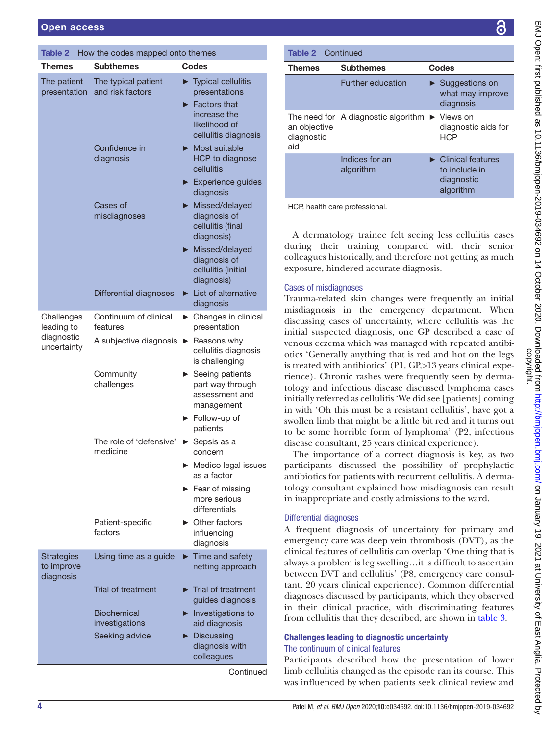Table 2 How the codes mapped onto themes

| Themes | Subthemes | Codes |
|---|---|---|
| The patient presentation | The typical patient and risk factors | ► Typical cellulitis presentations<br>► Factors that increase the likelihood of cellulitis diagnosis |
| | Confidence in diagnosis | ► Most suitable HCP to diagnose cellulitis<br>► Experience guides diagnosis |
| | Cases of misdiagnoses | ► Missed/delayed diagnosis of cellulitis (final diagnosis)<br>► Missed/delayed diagnosis of cellulitis (initial diagnosis) |
| | Differential diagnoses | ► List of alternative diagnosis |
| Challenges leading to diagnostic uncertainty | Continuum of clinical features | ► Changes in clinical presentation |
| | A subjective diagnosis | ► Reasons why cellulitis diagnosis is challenging |
| | Community challenges | ► Seeing patients part way through assessment and management<br>► Follow-up of patients |
| | The role of 'defensive' medicine | ► Sepsis as a concern<br>► Medico legal issues as a factor<br>► Fear of missing more serious differentials |
| | Patient-specific factors | ► Other factors influencing diagnosis |
| Strategies to improve diagnosis | Using time as a guide | ► Time and safety netting approach |
| | Trial of treatment | ► Trial of treatment guides diagnosis |
| | Biochemical investigations | ► Investigations to aid diagnosis |
| | Seeking advice | ► Discussing diagnosis with colleagues |
| | Further education | ► Suggestions on what may improve diagnosis |
| The need for an objective diagnostic aid | A diagnostic algorithm | ► Views on diagnostic aids for HCP |
| | Indices for an algorithm | ► Clinical features to include in diagnostic algorithm |

HCP, health care professional.

A dermatology trainee felt seeing less cellulitis cases during their training compared with their senior colleagues historically, and therefore not getting as much exposure, hindered accurate diagnosis.

### Cases of misdiagnoses

Trauma-related skin changes were frequently an initial misdiagnosis in the emergency department. When discussing cases of uncertainty, where cellulitis was the initial suspected diagnosis, one GP described a case of venous eczema which was managed with repeated antibiotics 'Generally anything that is red and hot on the legs is treated with antibiotics' (P1, GP,>13 years clinical experience). Chronic rashes were frequently seen by dermatology and infectious disease discussed lymphoma cases initially referred as cellulitis 'We did see [patients] coming in with 'Oh this must be a resistant cellulitis', have got a swollen limb that might be a little bit red and it turns out to be some horrible form of lymphoma' (P2, infectious disease consultant, 25 years clinical experience).

The importance of a correct diagnosis is key, as two participants discussed the possibility of prophylactic antibiotics for patients with recurrent cellulitis. A dermatology consultant explained how misdiagnosis can result in inappropriate and costly admissions to the ward.

### Differential diagnoses

A frequent diagnosis of uncertainty for primary and emergency care was deep vein thrombosis (DVT), as the clinical features of cellulitis can overlap 'One thing that is always a problem is leg swelling…it is difficult to ascertain between DVT and cellulitis' (P8, emergency care consultant, 20 years clinical experience). Common differential diagnoses discussed by participants, which they observed in their clinical practice, with discriminating features from cellulitis that they described, are shown in table 3.

## Challenges leading to diagnostic uncertainty

### The continuum of clinical features

Participants described how the presentation of lower limb cellulitis changed as the episode ran its course. This was influenced by when patients seek clinical review and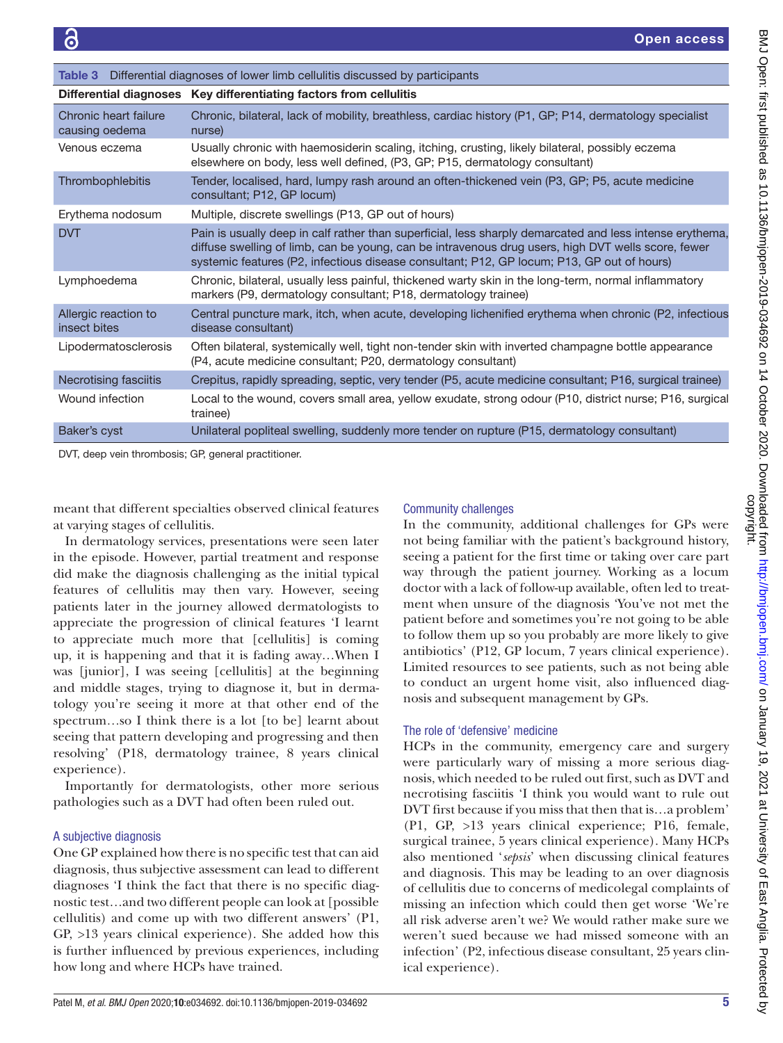Table 3 Differential diagnoses of lower limb cellulitis discussed by participants

| Differential diagnoses | Key differentiating factors from cellulitis |
|---|---|
| Chronic heart failure causing oedema | Chronic, bilateral, lack of mobility, breathless, cardiac history (P1, GP; P14, dermatology specialist nurse) |
| Venous eczema | Usually chronic with haemosiderin scaling, itching, crusting, likely bilateral, possibly eczema elsewhere on body, less well defined, (P3, GP; P15, dermatology consultant) |
| Thrombophlebitis | Tender, localised, hard, lumpy rash around an often-thickened vein (P3, GP; P5, acute medicine consultant; P12, GP locum) |
| Erythema nodosum | Multiple, discrete swellings (P13, GP out of hours) |
| DVT | Pain is usually deep in calf rather than superficial, less sharply demarcated and less intense erythema, diffuse swelling of limb, can be young, can be intravenous drug users, high DVT wells score, fewer systemic features (P2, infectious disease consultant; P12, GP locum; P13, GP out of hours) |
| Lymphoedema | Chronic, bilateral, usually less painful, thickened warty skin in the long-term, normal inflammatory markers (P9, dermatology consultant; P18, dermatology trainee) |
| Allergic reaction to insect bites | Central puncture mark, itch, when acute, developing lichenified erythema when chronic (P2, infectious disease consultant) |
| Lipodermatosclerosis | Often bilateral, systemically well, tight non-tender skin with inverted champagne bottle appearance (P4, acute medicine consultant; P20, dermatology consultant) |
| Necrotising fasciitis | Crepitus, rapidly spreading, septic, very tender (P5, acute medicine consultant; P16, surgical trainee) |
| Wound infection | Local to the wound, covers small area, yellow exudate, strong odour (P10, district nurse; P16, surgical trainee) |
| Baker's cyst | Unilateral popliteal swelling, suddenly more tender on rupture (P15, dermatology consultant) |

DVT, deep vein thrombosis; GP, general practitioner.

meant that different specialties observed clinical features at varying stages of cellulitis.

In dermatology services, presentations were seen later in the episode. However, partial treatment and response did make the diagnosis challenging as the initial typical features of cellulitis may then vary. However, seeing patients later in the journey allowed dermatologists to appreciate the progression of clinical features 'I learnt to appreciate much more that [cellulitis] is coming up, it is happening and that it is fading away…When I was [junior], I was seeing [cellulitis] at the beginning and middle stages, trying to diagnose it, but in dermatology you're seeing it more at that other end of the spectrum…so I think there is a lot [to be] learnt about seeing that pattern developing and progressing and then resolving' (P18, dermatology trainee, 8 years clinical experience).

Importantly for dermatologists, other more serious pathologies such as a DVT had often been ruled out.

### A subjective diagnosis

One GP explained how there is no specific test that can aid diagnosis, thus subjective assessment can lead to different diagnoses 'I think the fact that there is no specific diagnostic test…and two different people can look at [possible cellulitis) and come up with two different answers' (P1, GP, >13 years clinical experience). She added how this is further influenced by previous experiences, including how long and where HCPs have trained.

### Community challenges

In the community, additional challenges for GPs were not being familiar with the patient's background history, seeing a patient for the first time or taking over care part way through the patient journey. Working as a locum doctor with a lack of follow-up available, often led to treatment when unsure of the diagnosis 'You've not met the patient before and sometimes you're not going to be able to follow them up so you probably are more likely to give antibiotics' (P12, GP locum, 7 years clinical experience). Limited resources to see patients, such as not being able to conduct an urgent home visit, also influenced diagnosis and subsequent management by GPs.

### The role of 'defensive' medicine

HCPs in the community, emergency care and surgery were particularly wary of missing a more serious diagnosis, which needed to be ruled out first, such as DVT and necrotising fasciitis 'I think you would want to rule out DVT first because if you miss that then that is…a problem' (P1, GP, >13 years clinical experience; P16, female, surgical trainee, 5 years clinical experience). Many HCPs also mentioned '*sepsis*' when discussing clinical features and diagnosis. This may be leading to an over diagnosis of cellulitis due to concerns of medicolegal complaints of missing an infection which could then get worse 'We're all risk adverse aren't we? We would rather make sure we weren't sued because we had missed someone with an infection' (P2, infectious disease consultant, 25 years clinical experience).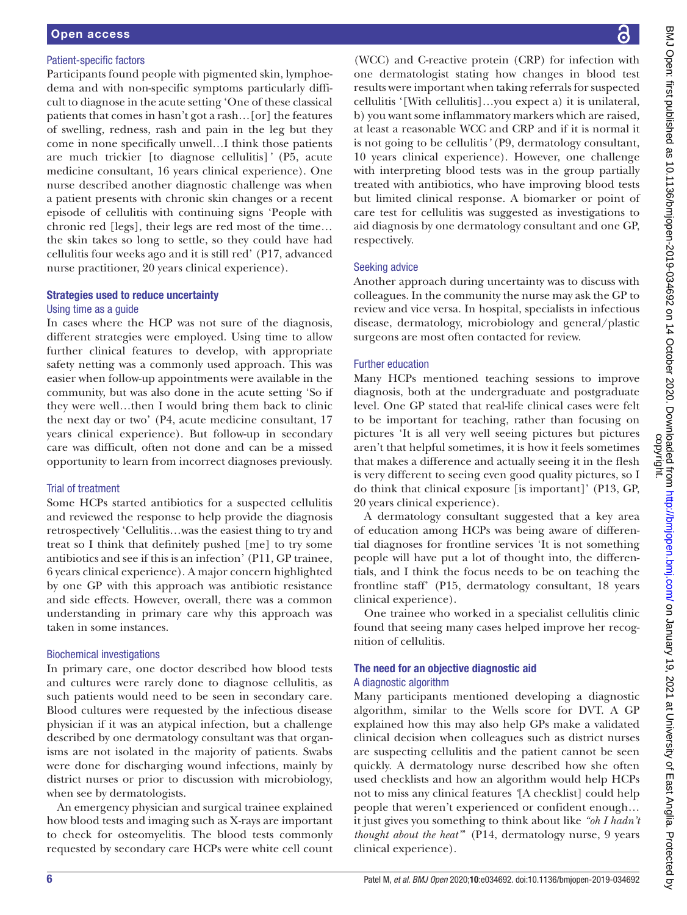### Patient-specific factors

Participants found people with pigmented skin, lymphoedema and with non-specific symptoms particularly difficult to diagnose in the acute setting 'One of these classical patients that comes in hasn't got a rash…[or] the features of swelling, redness, rash and pain in the leg but they come in none specifically unwell…I think those patients are much trickier [to diagnose cellulitis]' (P5, acute medicine consultant, 16 years clinical experience). One nurse described another diagnostic challenge was when a patient presents with chronic skin changes or a recent episode of cellulitis with continuing signs 'People with chronic red [legs], their legs are red most of the time… the skin takes so long to settle, so they could have had cellulitis four weeks ago and it is still red' (P17, advanced nurse practitioner, 20 years clinical experience).

## Strategies used to reduce uncertainty

### Using time as a guide

In cases where the HCP was not sure of the diagnosis, different strategies were employed. Using time to allow further clinical features to develop, with appropriate safety netting was a commonly used approach. This was easier when follow-up appointments were available in the community, but was also done in the acute setting 'So if they were well…then I would bring them back to clinic the next day or two' (P4, acute medicine consultant, 17 years clinical experience). But follow-up in secondary care was difficult, often not done and can be a missed opportunity to learn from incorrect diagnoses previously.

### Trial of treatment

Some HCPs started antibiotics for a suspected cellulitis and reviewed the response to help provide the diagnosis retrospectively 'Cellulitis…was the easiest thing to try and treat so I think that definitely pushed [me] to try some antibiotics and see if this is an infection' (P11, GP trainee, 6 years clinical experience). A major concern highlighted by one GP with this approach was antibiotic resistance and side effects. However, overall, there was a common understanding in primary care why this approach was taken in some instances.

### Biochemical investigations

In primary care, one doctor described how blood tests and cultures were rarely done to diagnose cellulitis, as such patients would need to be seen in secondary care. Blood cultures were requested by the infectious disease physician if it was an atypical infection, but a challenge described by one dermatology consultant was that organisms are not isolated in the majority of patients. Swabs were done for discharging wound infections, mainly by district nurses or prior to discussion with microbiology, when see by dermatologists.

An emergency physician and surgical trainee explained how blood tests and imaging such as X-rays are important to check for osteomyelitis. The blood tests commonly requested by secondary care HCPs were white cell count (WCC) and C-reactive protein (CRP) for infection with one dermatologist stating how changes in blood test results were important when taking referrals for suspected cellulitis '[With cellulitis]…you expect a) it is unilateral, b) you want some inflammatory markers which are raised, at least a reasonable WCC and CRP and if it is normal it is not going to be cellulitis' (P9, dermatology consultant, 10 years clinical experience). However, one challenge with interpreting blood tests was in the group partially treated with antibiotics, who have improving blood tests but limited clinical response. A biomarker or point of care test for cellulitis was suggested as investigations to aid diagnosis by one dermatology consultant and one GP, respectively.

### Seeking advice

Another approach during uncertainty was to discuss with colleagues. In the community the nurse may ask the GP to review and vice versa. In hospital, specialists in infectious disease, dermatology, microbiology and general/plastic surgeons are most often contacted for review.

### Further education

Many HCPs mentioned teaching sessions to improve diagnosis, both at the undergraduate and postgraduate level. One GP stated that real-life clinical cases were felt to be important for teaching, rather than focusing on pictures 'It is all very well seeing pictures but pictures aren't that helpful sometimes, it is how it feels sometimes that makes a difference and actually seeing it in the flesh is very different to seeing even good quality pictures, so I do think that clinical exposure [is important]' (P13, GP, 20 years clinical experience).

A dermatology consultant suggested that a key area of education among HCPs was being aware of differential diagnoses for frontline services 'It is not something people will have put a lot of thought into, the differentials, and I think the focus needs to be on teaching the frontline staff' (P15, dermatology consultant, 18 years clinical experience).

One trainee who worked in a specialist cellulitis clinic found that seeing many cases helped improve her recognition of cellulitis.

## The need for an objective diagnostic aid

### A diagnostic algorithm

Many participants mentioned developing a diagnostic algorithm, similar to the Wells score for DVT. A GP explained how this may also help GPs make a validated clinical decision when colleagues such as district nurses are suspecting cellulitis and the patient cannot be seen quickly. A dermatology nurse described how she often used checklists and how an algorithm would help HCPs not to miss any clinical features '[A checklist] could help people that weren't experienced or confident enough… it just gives you something to think about like *"oh I hadn't thought about the heat"*' (P14, dermatology nurse, 9 years clinical experience).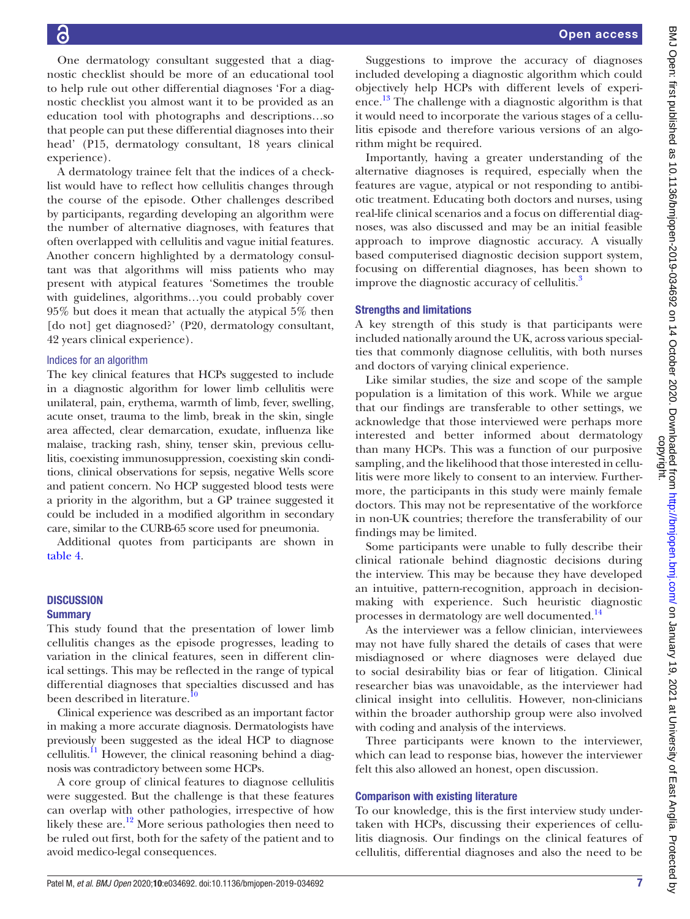One dermatology consultant suggested that a diagnostic checklist should be more of an educational tool to help rule out other differential diagnoses 'For a diagnostic checklist you almost want it to be provided as an education tool with photographs and descriptions…so that people can put these differential diagnoses into their head' (P15, dermatology consultant, 18 years clinical experience).

A dermatology trainee felt that the indices of a checklist would have to reflect how cellulitis changes through the course of the episode. Other challenges described by participants, regarding developing an algorithm were the number of alternative diagnoses, with features that often overlapped with cellulitis and vague initial features. Another concern highlighted by a dermatology consultant was that algorithms will miss patients who may present with atypical features 'Sometimes the trouble with guidelines, algorithms…you could probably cover 95% but does it mean that actually the atypical 5% then [do not] get diagnosed?' (P20, dermatology consultant, 42 years clinical experience).

### Indices for an algorithm

The key clinical features that HCPs suggested to include in a diagnostic algorithm for lower limb cellulitis were unilateral, pain, erythema, warmth of limb, fever, swelling, acute onset, trauma to the limb, break in the skin, single area affected, clear demarcation, exudate, influenza like malaise, tracking rash, shiny, tenser skin, previous cellulitis, coexisting immunosuppression, coexisting skin conditions, clinical observations for sepsis, negative Wells score and patient concern. No HCP suggested blood tests were a priority in the algorithm, but a GP trainee suggested it could be included in a modified algorithm in secondary care, similar to the CURB-65 score used for pneumonia.

Additional quotes from participants are shown in table 4.

## DISCUSSION

### Summary

This study found that the presentation of lower limb cellulitis changes as the episode progresses, leading to variation in the clinical features, seen in different clinical settings. This may be reflected in the range of typical differential diagnoses that specialties discussed and has been described in literature.[10]

Clinical experience was described as an important factor in making a more accurate diagnosis. Dermatologists have previously been suggested as the ideal HCP to diagnose cellulitis.[11] However, the clinical reasoning behind a diagnosis was contradictory between some HCPs.

A core group of clinical features to diagnose cellulitis were suggested. But the challenge is that these features can overlap with other pathologies, irrespective of how likely these are.[12] More serious pathologies then need to be ruled out first, both for the safety of the patient and to avoid medico-legal consequences.

Suggestions to improve the accuracy of diagnoses included developing a diagnostic algorithm which could objectively help HCPs with different levels of experience.[13] The challenge with a diagnostic algorithm is that it would need to incorporate the various stages of a cellulitis episode and therefore various versions of an algorithm might be required.

Importantly, having a greater understanding of the alternative diagnoses is required, especially when the features are vague, atypical or not responding to antibiotic treatment. Educating both doctors and nurses, using real-life clinical scenarios and a focus on differential diagnoses, was also discussed and may be an initial feasible approach to improve diagnostic accuracy. A visually based computerised diagnostic decision support system, focusing on differential diagnoses, has been shown to improve the diagnostic accuracy of cellulitis.[3]

### Strengths and limitations

A key strength of this study is that participants were included nationally around the UK, across various specialties that commonly diagnose cellulitis, with both nurses and doctors of varying clinical experience.

Like similar studies, the size and scope of the sample population is a limitation of this work. While we argue that our findings are transferable to other settings, we acknowledge that those interviewed were perhaps more interested and better informed about dermatology than many HCPs. This was a function of our purposive sampling, and the likelihood that those interested in cellulitis were more likely to consent to an interview. Furthermore, the participants in this study were mainly female doctors. This may not be representative of the workforce in non-UK countries; therefore the transferability of our findings may be limited.

Some participants were unable to fully describe their clinical rationale behind diagnostic decisions during the interview. This may be because they have developed an intuitive, pattern-recognition, approach in decision-making with experience. Such heuristic diagnostic processes in dermatology are well documented.[14]

As the interviewer was a fellow clinician, interviewees may not have fully shared the details of cases that were misdiagnosed or where diagnoses were delayed due to social desirability bias or fear of litigation. Clinical researcher bias was unavoidable, as the interviewer had clinical insight into cellulitis. However, non-clinicians within the broader authorship group were also involved with coding and analysis of the interviews.

Three participants were known to the interviewer, which can lead to response bias, however the interviewer felt this also allowed an honest, open discussion.

### Comparison with existing literature

To our knowledge, this is the first interview study undertaken with HCPs, discussing their experiences of cellulitis diagnosis. Our findings on the clinical features of cellulitis, differential diagnoses and also the need to be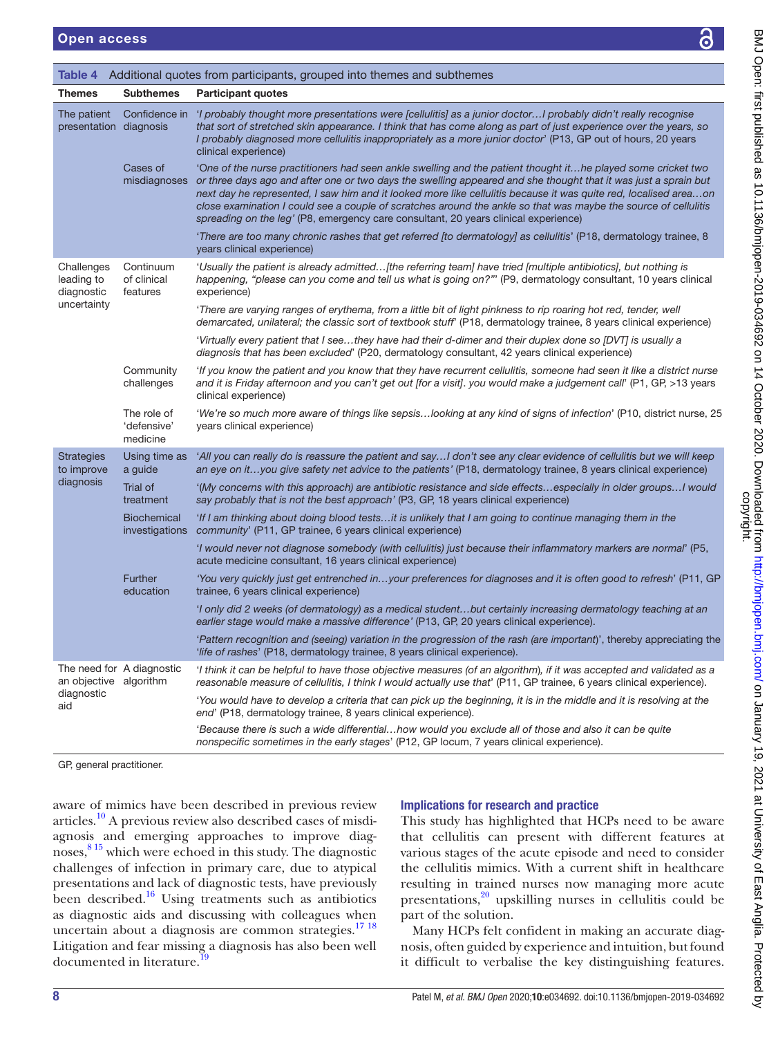**Table 4** Additional quotes from participants, grouped into themes and subthemes

| Themes | Subthemes | Participant quotes |
|---|---|---|
| The patient presentation | Confidence in diagnosis | '*I probably thought more presentations were [cellulitis] as a junior doctor…I probably didn't really recognise that sort of stretched skin appearance. I think that has come along as part of just experience over the years, so I probably diagnosed more cellulitis inappropriately as a more junior doctor*' (P13, GP out of hours, 20 years clinical experience) |
| | Cases of misdiagnoses | '*One of the nurse practitioners had seen ankle swelling and the patient thought it…he played some cricket two or three days ago and after one or two days the swelling appeared and she thought that it was just a sprain but next day he represented, I saw him and it looked more like cellulitis because it was quite red, localised area…on close examination I could see a couple of scratches around the ankle so that was maybe the source of cellulitis spreading on the leg*' (P8, emergency care consultant, 20 years clinical experience) |
| | | '*There are too many chronic rashes that get referred [to dermatology] as cellulitis*' (P18, dermatology trainee, 8 years clinical experience) |
| Challenges leading to diagnostic uncertainty | Continuum of clinical features | '*Usually the patient is already admitted…[the referring team] have tried [multiple antibiotics], but nothing is happening, "please can you come and tell us what is going on?"*' (P9, dermatology consultant, 10 years clinical experience) |
| | | '*There are varying ranges of erythema, from a little bit of light pinkness to rip roaring hot red, tender, well demarcated, unilateral; the classic sort of textbook stuff*' (P18, dermatology trainee, 8 years clinical experience) |
| | | '*Virtually every patient that I see…they have had their d-dimer and their duplex done so [DVT] is usually a diagnosis that has been excluded*' (P20, dermatology consultant, 42 years clinical experience) |
| | Community challenges | '*If you know the patient and you know that they have recurrent cellulitis, someone had seen it like a district nurse and it is Friday afternoon and you can't get out [for a visit]. you would make a judgement call*' (P1, GP, >13 years clinical experience) |
| | The role of 'defensive' medicine | '*We're so much more aware of things like sepsis…looking at any kind of signs of infection*' (P10, district nurse, 25 years clinical experience) |
| Strategies to improve diagnosis | Using time as a guide | '*All you can really do is reassure the patient and say…I don't see any clear evidence of cellulitis but we will keep an eye on it…you give safety net advice to the patients*' (P18, dermatology trainee, 8 years clinical experience) |
| | Trial of treatment | '*(My concerns with this approach) are antibiotic resistance and side effects…especially in older groups…I would say probably that is not the best approach*' (P3, GP, 18 years clinical experience) |
| | Biochemical investigations | '*If I am thinking about doing blood tests…it is unlikely that I am going to continue managing them in the community*' (P11, GP trainee, 6 years clinical experience) |
| | | '*I would never not diagnose somebody (with cellulitis) just because their inflammatory markers are normal*' (P5, acute medicine consultant, 16 years clinical experience) |
| | Further education | '*You very quickly just get entrenched in…your preferences for diagnoses and it is often good to refresh*' (P11, GP trainee, 6 years clinical experience) |
| | | '*I only did 2 weeks (of dermatology) as a medical student…but certainly increasing dermatology teaching at an earlier stage would make a massive difference*' (P13, GP, 20 years clinical experience). |
| | | '*Pattern recognition and (seeing) variation in the progression of the rash (are important*)', thereby appreciating the '*life of rashes*' (P18, dermatology trainee, 8 years clinical experience). |
| The need for an objective diagnostic aid | A diagnostic algorithm | '*I think it can be helpful to have those objective measures (of an algorithm), if it was accepted and validated as a reasonable measure of cellulitis, I think I would actually use that*' (P11, GP trainee, 6 years clinical experience). |
| | | '*You would have to develop a criteria that can pick up the beginning, it is in the middle and it is resolving at the end*' (P18, dermatology trainee, 8 years clinical experience). |
| | | '*Because there is such a wide differential…how would you exclude all of those and also it can be quite nonspecific sometimes in the early stages*' (P12, GP locum, 7 years clinical experience). |

GP, general practitioner.

aware of mimics have been described in previous review articles.[10] A previous review also described cases of misdiagnosis and emerging approaches to improve diagnoses,[8 15] which were echoed in this study. The diagnostic challenges of infection in primary care, due to atypical presentations and lack of diagnostic tests, have previously been described.[16] Using treatments such as antibiotics as diagnostic aids and discussing with colleagues when uncertain about a diagnosis are common strategies.[17 18] Litigation and fear missing a diagnosis has also been well documented in literature.[19]

## Implications for research and practice

This study has highlighted that HCPs need to be aware that cellulitis can present with different features at various stages of the acute episode and need to consider the cellulitis mimics. With a current shift in healthcare resulting in trained nurses now managing more acute presentations,[20] upskilling nurses in cellulitis could be part of the solution.

Many HCPs felt confident in making an accurate diagnosis, often guided by experience and intuition, but found it difficult to verbalise the key distinguishing features.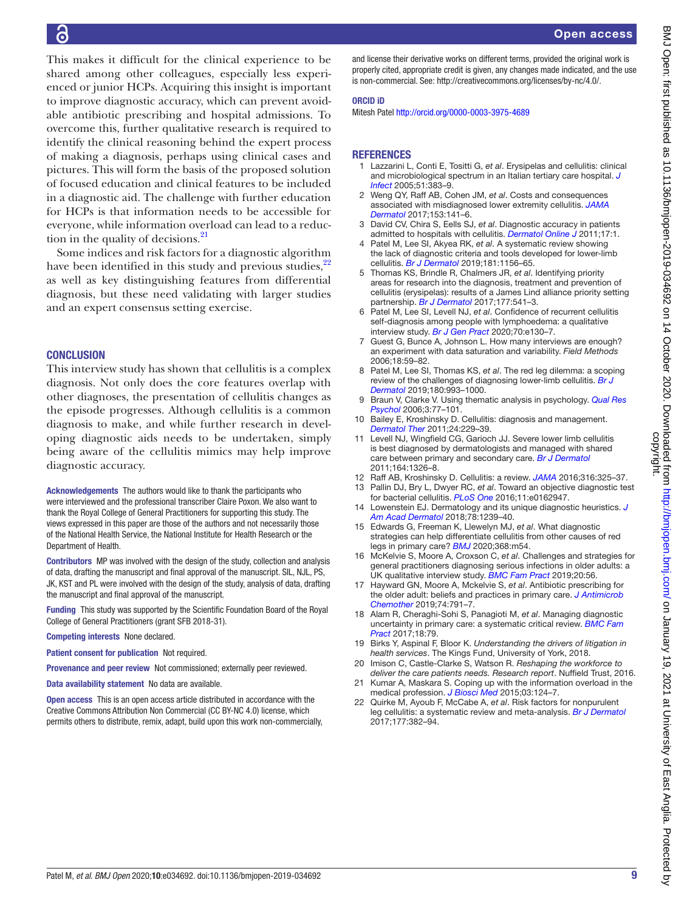This makes it difficult for the clinical experience to be shared among other colleagues, especially less experienced or junior HCPs. Acquiring this insight is important to improve diagnostic accuracy, which can prevent avoidable antibiotic prescribing and hospital admissions. To overcome this, further qualitative research is required to identify the clinical reasoning behind the expert process of making a diagnosis, perhaps using clinical cases and pictures. This will form the basis of the proposed solution of focused education and clinical features to be included in a diagnostic aid. The challenge with further education for HCPs is that information needs to be accessible for everyone, while information overload can lead to a reduction in the quality of decisions.[21]

Some indices and risk factors for a diagnostic algorithm have been identified in this study and previous studies,[22] as well as key distinguishing features from differential diagnosis, but these need validating with larger studies and an expert consensus setting exercise.

## CONCLUSION

This interview study has shown that cellulitis is a complex diagnosis. Not only does the core features overlap with other diagnoses, the presentation of cellulitis changes as the episode progresses. Although cellulitis is a common diagnosis to make, and while further research in developing diagnostic aids needs to be undertaken, simply being aware of the cellulitis mimics may help improve diagnostic accuracy.

**Acknowledgements** The authors would like to thank the participants who were interviewed and the professional transcriber Claire Poxon. We also want to thank the Royal College of General Practitioners for supporting this study. The views expressed in this paper are those of the authors and not necessarily those of the National Health Service, the National Institute for Health Research or the Department of Health.

**Contributors** MP was involved with the design of the study, collection and analysis of data, drafting the manuscript and final approval of the manuscript. SIL, NJL, PS, JK, KST and PL were involved with the design of the study, analysis of data, drafting the manuscript and final approval of the manuscript.

**Funding** This study was supported by the Scientific Foundation Board of the Royal College of General Practitioners (grant SFB 2018-31).

**Competing interests** None declared.

**Patient consent for publication** Not required.

**Provenance and peer review** Not commissioned; externally peer reviewed.

**Data availability statement** No data are available.

**Open access** This is an open access article distributed in accordance with the Creative Commons Attribution Non Commercial (CC BY-NC 4.0) license, which permits others to distribute, remix, adapt, build upon this work non-commercially, and license their derivative works on different terms, provided the original work is properly cited, appropriate credit is given, any changes made indicated, and the use is non-commercial. See: http://creativecommons.org/licenses/by-nc/4.0/.

**ORCID iD**

Mitesh Patel http://orcid.org/0000-0003-3975-4689

## REFERENCES

1. Lazzarini L, Conti E, Tositti G, *et al*. Erysipelas and cellulitis: clinical and microbiological spectrum in an Italian tertiary care hospital. *J Infect* 2005;51:383–9.
2. Weng QY, Raff AB, Cohen JM, *et al*. Costs and consequences associated with misdiagnosed lower extremity cellulitis. *JAMA Dermatol* 2017;153:141–6.
3. David CV, Chira S, Eells SJ, *et al*. Diagnostic accuracy in patients admitted to hospitals with cellulitis. *Dermatol Online J* 2011;17:1.
4. Patel M, Lee SI, Akyea RK, *et al*. A systematic review showing the lack of diagnostic criteria and tools developed for lower-limb cellulitis. *Br J Dermatol* 2019;181:1156–65.
5. Thomas KS, Brindle R, Chalmers JR, *et al*. Identifying priority areas for research into the diagnosis, treatment and prevention of cellulitis (erysipelas): results of a James Lind alliance priority setting partnership. *Br J Dermatol* 2017;177:541–3.
6. Patel M, Lee SI, Levell NJ, *et al*. Confidence of recurrent cellulitis self-diagnosis among people with lymphoedema: a qualitative interview study. *Br J Gen Pract* 2020;70:e130–7.
7. Guest G, Bunce A, Johnson L. How many interviews are enough? an experiment with data saturation and variability. *Field Methods* 2006;18:59–82.
8. Patel M, Lee SI, Thomas KS, *et al*. The red leg dilemma: a scoping review of the challenges of diagnosing lower-limb cellulitis. *Br J Dermatol* 2019;180:993–1000.
9. Braun V, Clarke V. Using thematic analysis in psychology. *Qual Res Psychol* 2006;3:77–101.
10. Bailey E, Kroshinsky D. Cellulitis: diagnosis and management. *Dermatol Ther* 2011;24:229–39.
11. Levell NJ, Wingfield CG, Garioch JJ. Severe lower limb cellulitis is best diagnosed by dermatologists and managed with shared care between primary and secondary care. *Br J Dermatol* 2011;164:1326–8.
12. Raff AB, Kroshinsky D. Cellulitis: a review. *JAMA* 2016;316:325–37.
13. Pallin DJ, Bry L, Dwyer RC, *et al*. Toward an objective diagnostic test for bacterial cellulitis. *PLoS One* 2016;11:e0162947.
14. Lowenstein EJ. Dermatology and its unique diagnostic heuristics. *J Am Acad Dermatol* 2018;78:1239–40.
15. Edwards G, Freeman K, Llewelyn MJ, *et al*. What diagnostic strategies can help differentiate cellulitis from other causes of red legs in primary care? *BMJ* 2020;368:m54.
16. McKelvie S, Moore A, Croxson C, *et al*. Challenges and strategies for general practitioners diagnosing serious infections in older adults: a UK qualitative interview study. *BMC Fam Pract* 2019;20:56.
17. Hayward GN, Moore A, Mckelvie S, *et al*. Antibiotic prescribing for the older adult: beliefs and practices in primary care. *J Antimicrob Chemother* 2019;74:791–7.
18. Alam R, Cheraghi-Sohi S, Panagioti M, *et al*. Managing diagnostic uncertainty in primary care: a systematic critical review. *BMC Fam Pract* 2017;18:79.
19. Birks Y, Aspinal F, Bloor K. *Understanding the drivers of litigation in health services*. The Kings Fund, University of York, 2018.
20. Imison C, Castle-Clarke S, Watson R. *Reshaping the workforce to deliver the care patients needs. Research report*. Nuffield Trust, 2016.
21. Kumar A, Maskara S. Coping up with the information overload in the medical profession. *J Biosci Med* 2015;03:124–7.
22. Quirke M, Ayoub F, McCabe A, *et al*. Risk factors for nonpurulent leg cellulitis: a systematic review and meta-analysis. *Br J Dermatol* 2017;177:382–94.